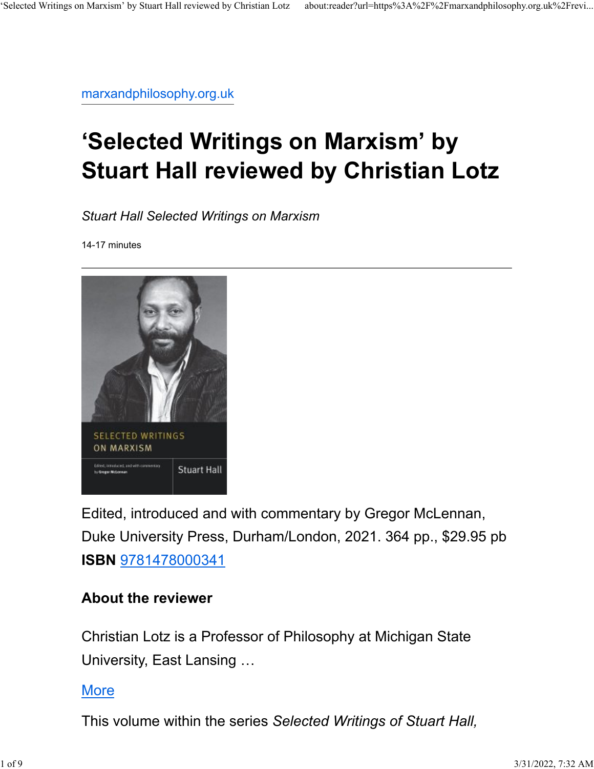[marxandphilosophy.org.uk](marxandphilosophy.org.uk)

# 'Selected Writings on Marxism' by Stuart Hall reviewed by Christian Lotz

*Stuart Hall Selected Writings on Marxism*

14-17 minutes

---

Edited, introduced and with commentary by Gregor McLennan, Duke University Press, Durham/London, 2021. 364 pp., $29.95 pb
**ISBN** 9781478000341

### About the reviewer

Christian Lotz is a Professor of Philosophy at Michigan State University, East Lansing …

More

This volume within the series *Selected Writings of Stuart Hall,*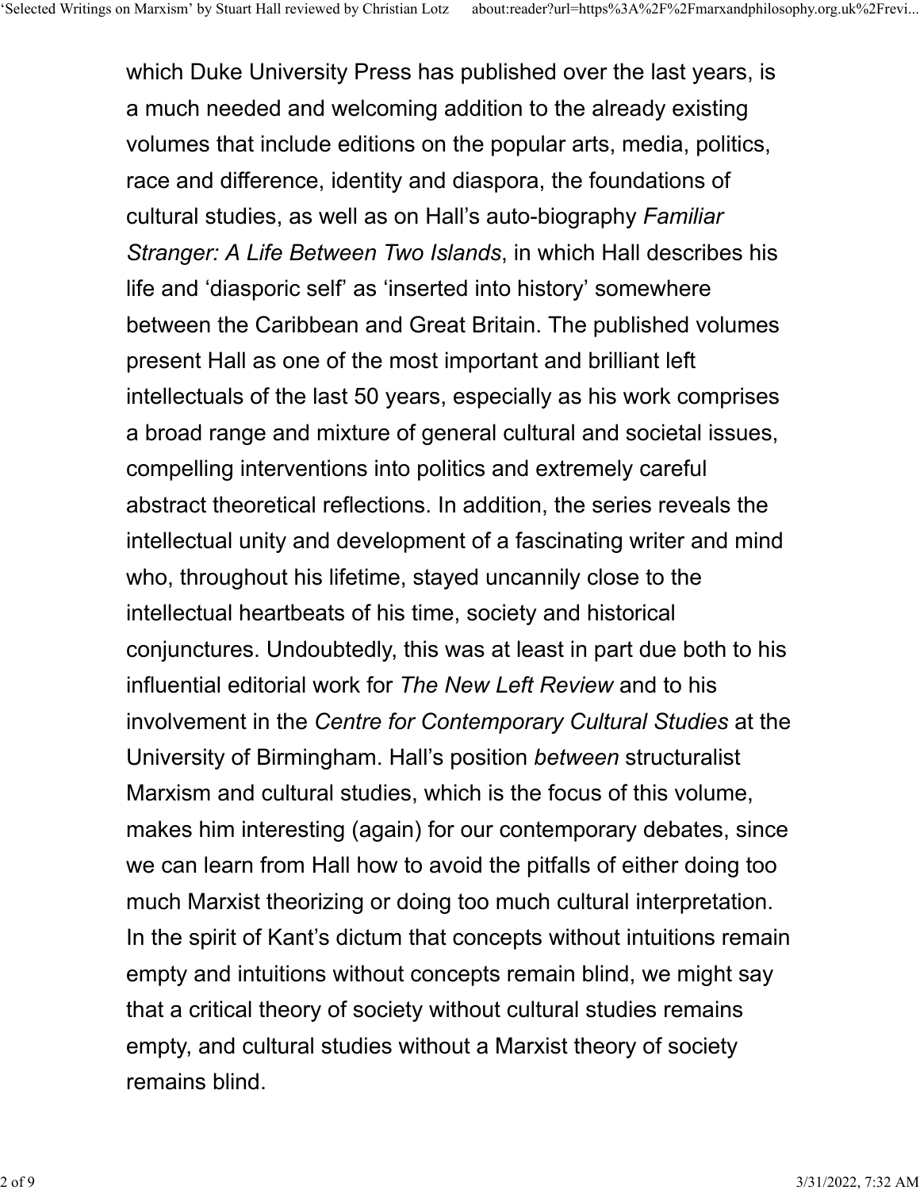which Duke University Press has published over the last years, is a much needed and welcoming addition to the already existing volumes that include editions on the popular arts, media, politics, race and difference, identity and diaspora, the foundations of cultural studies, as well as on Hall's auto-biography *Familiar Stranger: A Life Between Two Islands*, in which Hall describes his life and 'diasporic self' as 'inserted into history' somewhere between the Caribbean and Great Britain. The published volumes present Hall as one of the most important and brilliant left intellectuals of the last 50 years, especially as his work comprises a broad range and mixture of general cultural and societal issues, compelling interventions into politics and extremely careful abstract theoretical reflections. In addition, the series reveals the intellectual unity and development of a fascinating writer and mind who, throughout his lifetime, stayed uncannily close to the intellectual heartbeats of his time, society and historical conjunctures. Undoubtedly, this was at least in part due both to his influential editorial work for *The New Left Review* and to his involvement in the *Centre for Contemporary Cultural Studies* at the University of Birmingham. Hall's position *between* structuralist Marxism and cultural studies, which is the focus of this volume, makes him interesting (again) for our contemporary debates, since we can learn from Hall how to avoid the pitfalls of either doing too much Marxist theorizing or doing too much cultural interpretation. In the spirit of Kant's dictum that concepts without intuitions remain empty and intuitions without concepts remain blind, we might say that a critical theory of society without cultural studies remains empty, and cultural studies without a Marxist theory of society remains blind.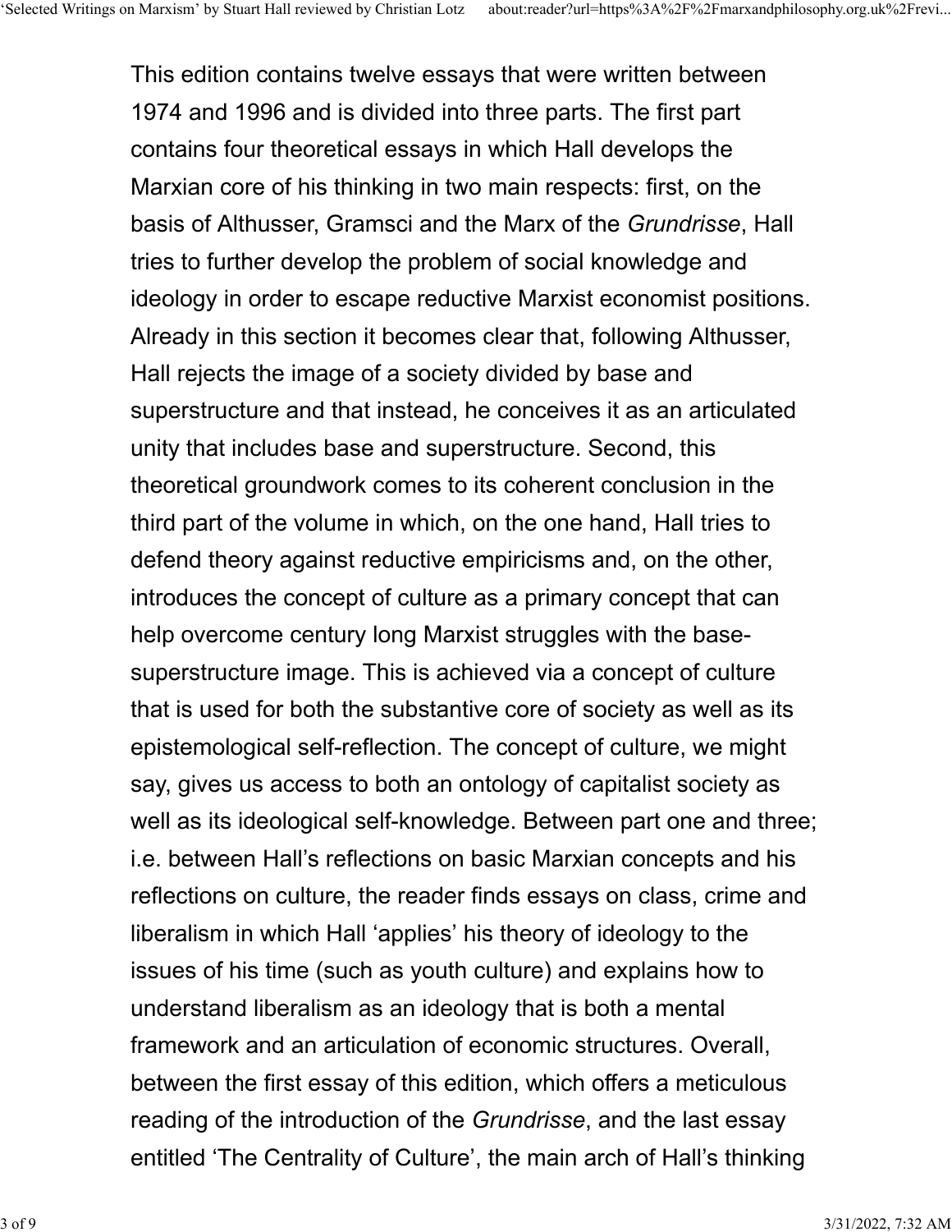This edition contains twelve essays that were written between 1974 and 1996 and is divided into three parts. The first part contains four theoretical essays in which Hall develops the Marxian core of his thinking in two main respects: first, on the basis of Althusser, Gramsci and the Marx of the *Grundrisse*, Hall tries to further develop the problem of social knowledge and ideology in order to escape reductive Marxist economist positions. Already in this section it becomes clear that, following Althusser, Hall rejects the image of a society divided by base and superstructure and that instead, he conceives it as an articulated unity that includes base and superstructure. Second, this theoretical groundwork comes to its coherent conclusion in the third part of the volume in which, on the one hand, Hall tries to defend theory against reductive empiricisms and, on the other, introduces the concept of culture as a primary concept that can help overcome century long Marxist struggles with the base-superstructure image. This is achieved via a concept of culture that is used for both the substantive core of society as well as its epistemological self-reflection. The concept of culture, we might say, gives us access to both an ontology of capitalist society as well as its ideological self-knowledge. Between part one and three; i.e. between Hall's reflections on basic Marxian concepts and his reflections on culture, the reader finds essays on class, crime and liberalism in which Hall 'applies' his theory of ideology to the issues of his time (such as youth culture) and explains how to understand liberalism as an ideology that is both a mental framework and an articulation of economic structures. Overall, between the first essay of this edition, which offers a meticulous reading of the introduction of the *Grundrisse*, and the last essay entitled 'The Centrality of Culture', the main arch of Hall's thinking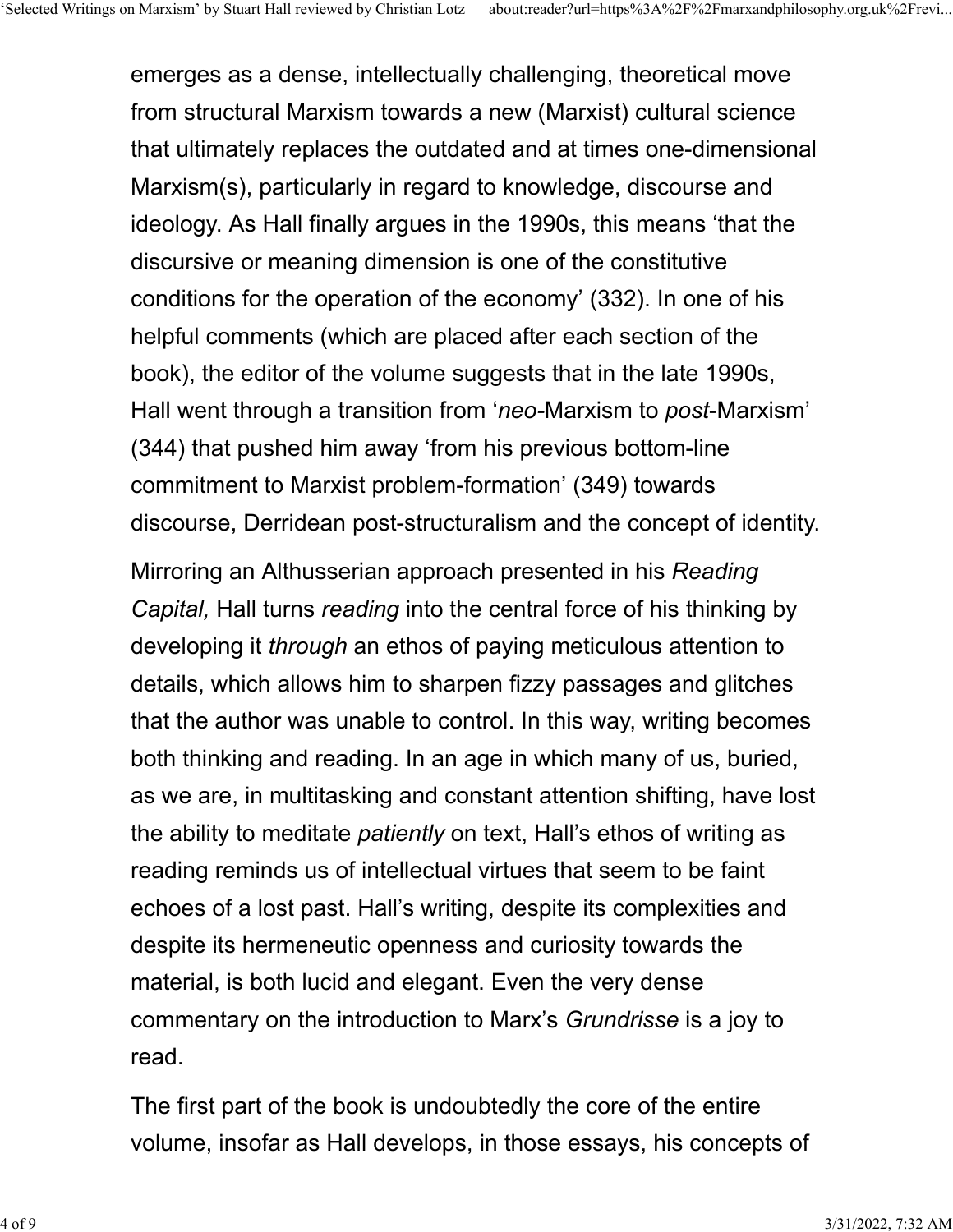emerges as a dense, intellectually challenging, theoretical move from structural Marxism towards a new (Marxist) cultural science that ultimately replaces the outdated and at times one-dimensional Marxism(s), particularly in regard to knowledge, discourse and ideology. As Hall finally argues in the 1990s, this means 'that the discursive or meaning dimension is one of the constitutive conditions for the operation of the economy' (332). In one of his helpful comments (which are placed after each section of the book), the editor of the volume suggests that in the late 1990s, Hall went through a transition from '*neo*-Marxism to *post*-Marxism' (344) that pushed him away 'from his previous bottom-line commitment to Marxist problem-formation' (349) towards discourse, Derridean post-structuralism and the concept of identity.

Mirroring an Althusserian approach presented in his *Reading Capital,* Hall turns *reading* into the central force of his thinking by developing it *through* an ethos of paying meticulous attention to details, which allows him to sharpen fizzy passages and glitches that the author was unable to control. In this way, writing becomes both thinking and reading. In an age in which many of us, buried, as we are, in multitasking and constant attention shifting, have lost the ability to meditate *patiently* on text, Hall's ethos of writing as reading reminds us of intellectual virtues that seem to be faint echoes of a lost past. Hall's writing, despite its complexities and despite its hermeneutic openness and curiosity towards the material, is both lucid and elegant. Even the very dense commentary on the introduction to Marx's *Grundrisse* is a joy to read.

The first part of the book is undoubtedly the core of the entire volume, insofar as Hall develops, in those essays, his concepts of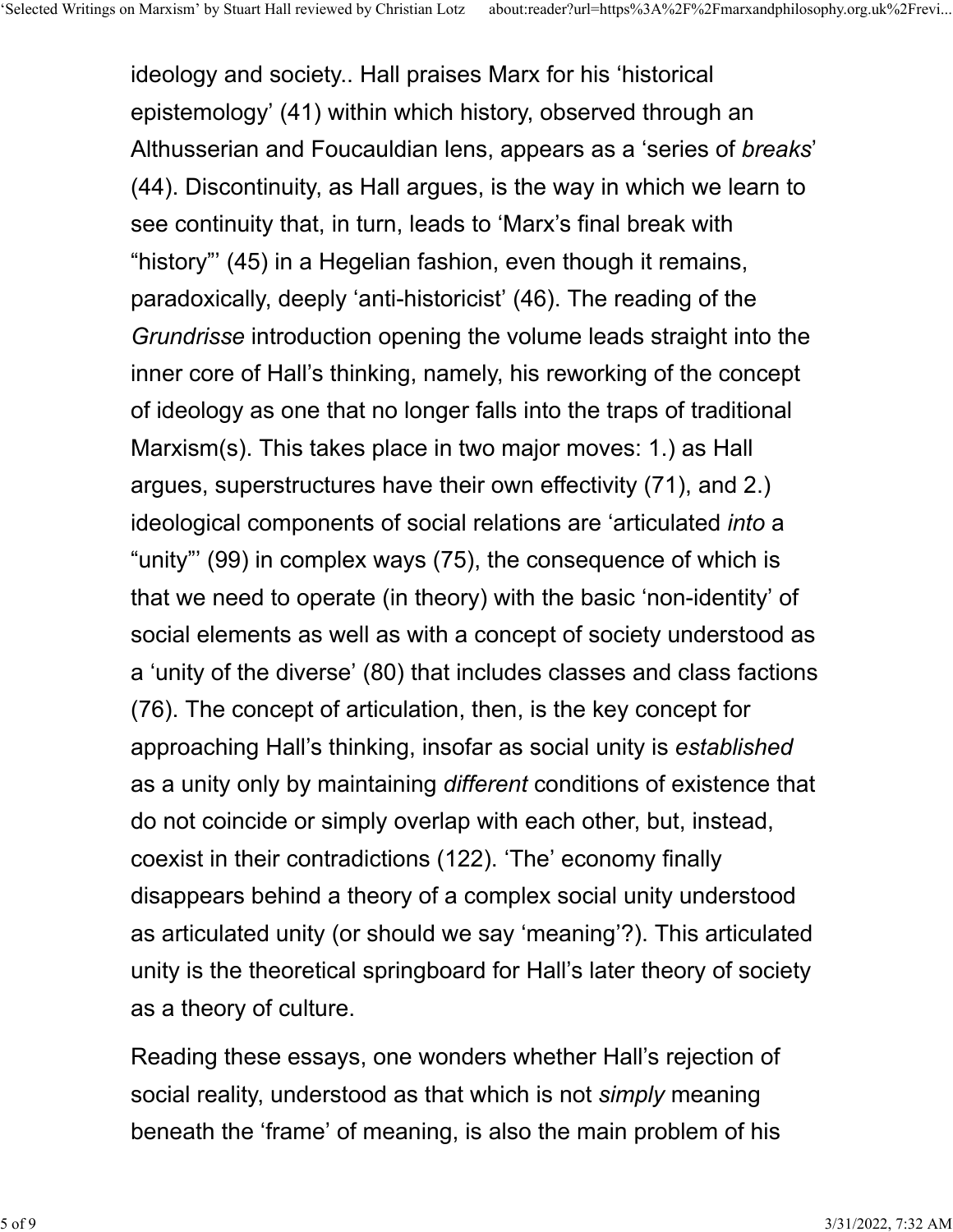ideology and society.. Hall praises Marx for his ‘historical epistemology’ (41) within which history, observed through an Althusserian and Foucauldian lens, appears as a ‘series of *breaks*’ (44). Discontinuity, as Hall argues, is the way in which we learn to see continuity that, in turn, leads to ‘Marx’s final break with “history”’ (45) in a Hegelian fashion, even though it remains, paradoxically, deeply ‘anti-historicist’ (46). The reading of the *Grundrisse* introduction opening the volume leads straight into the inner core of Hall’s thinking, namely, his reworking of the concept of ideology as one that no longer falls into the traps of traditional Marxism(s). This takes place in two major moves: 1.) as Hall argues, superstructures have their own effectivity (71), and 2.) ideological components of social relations are ‘articulated *into* a “unity”’ (99) in complex ways (75), the consequence of which is that we need to operate (in theory) with the basic ‘non-identity’ of social elements as well as with a concept of society understood as a ‘unity of the diverse’ (80) that includes classes and class factions (76). The concept of articulation, then, is the key concept for approaching Hall’s thinking, insofar as social unity is *established* as a unity only by maintaining *different* conditions of existence that do not coincide or simply overlap with each other, but, instead, coexist in their contradictions (122). ‘The’ economy finally disappears behind a theory of a complex social unity understood as articulated unity (or should we say ‘meaning’?). This articulated unity is the theoretical springboard for Hall’s later theory of society as a theory of culture.

Reading these essays, one wonders whether Hall’s rejection of social reality, understood as that which is not *simply* meaning beneath the ‘frame’ of meaning, is also the main problem of his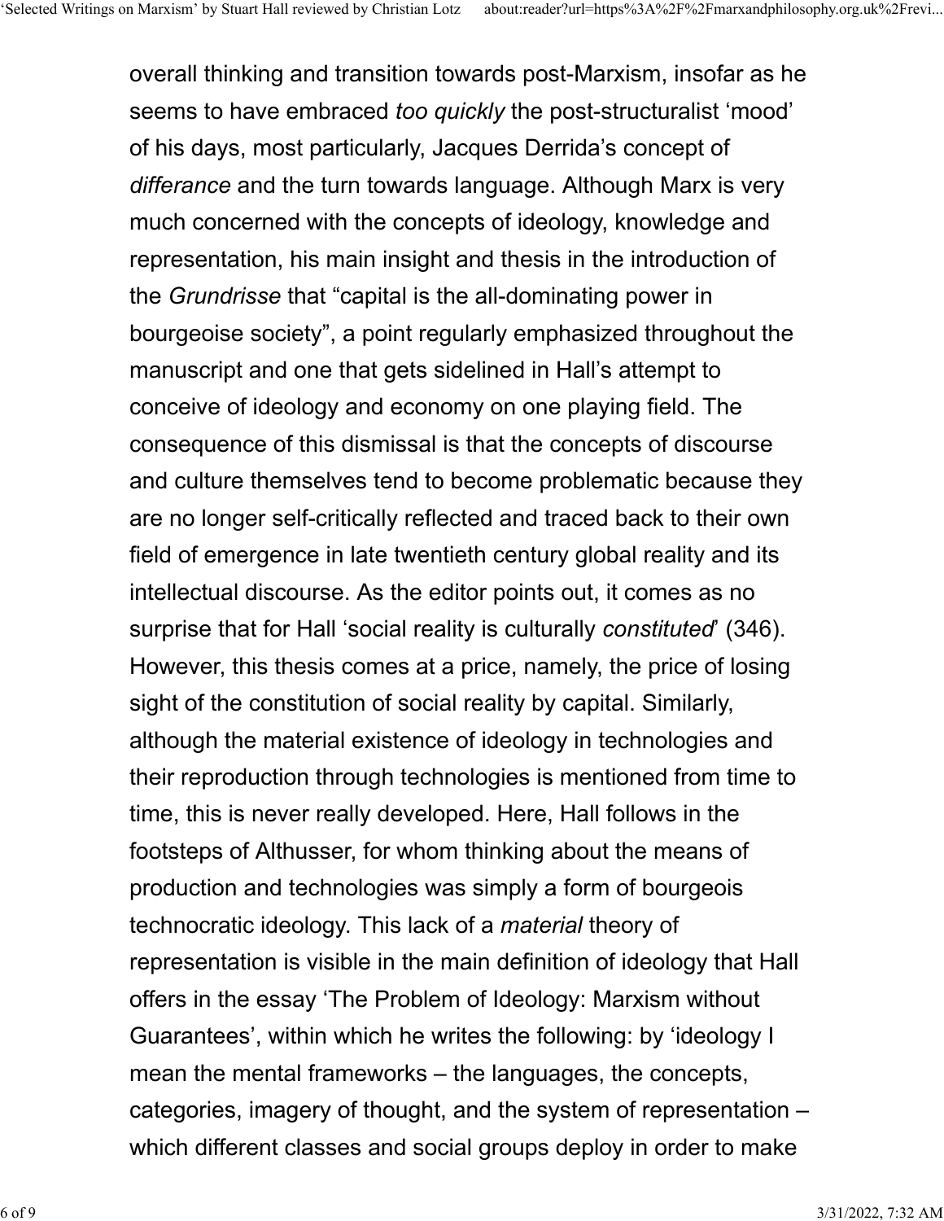overall thinking and transition towards post-Marxism, insofar as he seems to have embraced *too quickly* the post-structuralist ‘mood’ of his days, most particularly, Jacques Derrida’s concept of *differance* and the turn towards language. Although Marx is very much concerned with the concepts of ideology, knowledge and representation, his main insight and thesis in the introduction of the *Grundrisse* that “capital is the all-dominating power in bourgeoise society”, a point regularly emphasized throughout the manuscript and one that gets sidelined in Hall’s attempt to conceive of ideology and economy on one playing field. The consequence of this dismissal is that the concepts of discourse and culture themselves tend to become problematic because they are no longer self-critically reflected and traced back to their own field of emergence in late twentieth century global reality and its intellectual discourse. As the editor points out, it comes as no surprise that for Hall ‘social reality is culturally *constituted*’ (346). However, this thesis comes at a price, namely, the price of losing sight of the constitution of social reality by capital. Similarly, although the material existence of ideology in technologies and their reproduction through technologies is mentioned from time to time, this is never really developed. Here, Hall follows in the footsteps of Althusser, for whom thinking about the means of production and technologies was simply a form of bourgeois technocratic ideology. This lack of a *material* theory of representation is visible in the main definition of ideology that Hall offers in the essay ‘The Problem of Ideology: Marxism without Guarantees’, within which he writes the following: by ‘ideology I mean the mental frameworks – the languages, the concepts, categories, imagery of thought, and the system of representation – which different classes and social groups deploy in order to make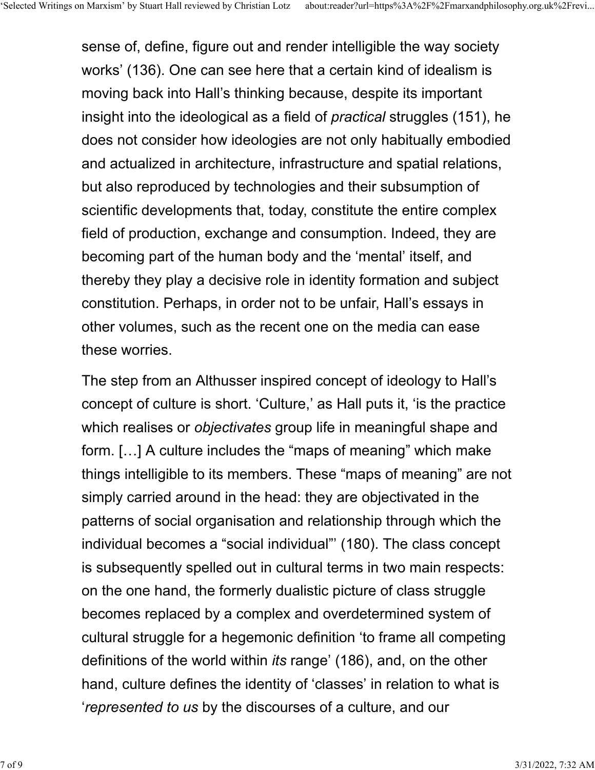sense of, define, figure out and render intelligible the way society works' (136). One can see here that a certain kind of idealism is moving back into Hall's thinking because, despite its important insight into the ideological as a field of *practical* struggles (151), he does not consider how ideologies are not only habitually embodied and actualized in architecture, infrastructure and spatial relations, but also reproduced by technologies and their subsumption of scientific developments that, today, constitute the entire complex field of production, exchange and consumption. Indeed, they are becoming part of the human body and the 'mental' itself, and thereby they play a decisive role in identity formation and subject constitution. Perhaps, in order not to be unfair, Hall's essays in other volumes, such as the recent one on the media can ease these worries.

The step from an Althusser inspired concept of ideology to Hall's concept of culture is short. 'Culture,' as Hall puts it, 'is the practice which realises or *objectivates* group life in meaningful shape and form. […] A culture includes the "maps of meaning" which make things intelligible to its members. These "maps of meaning" are not simply carried around in the head: they are objectivated in the patterns of social organisation and relationship through which the individual becomes a "social individual"' (180). The class concept is subsequently spelled out in cultural terms in two main respects: on the one hand, the formerly dualistic picture of class struggle becomes replaced by a complex and overdetermined system of cultural struggle for a hegemonic definition 'to frame all competing definitions of the world within *its* range' (186), and, on the other hand, culture defines the identity of 'classes' in relation to what is '*represented to us* by the discourses of a culture, and our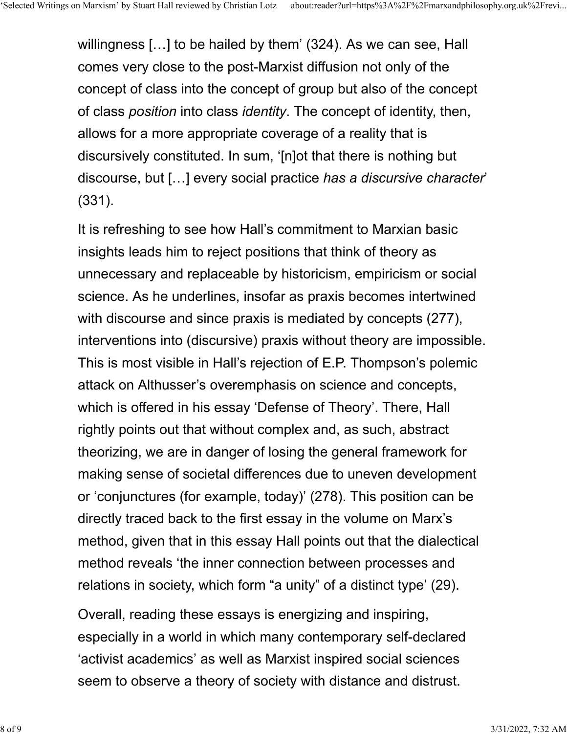willingness […] to be hailed by them' (324). As we can see, Hall comes very close to the post-Marxist diffusion not only of the concept of class into the concept of group but also of the concept of class *position* into class *identity*. The concept of identity, then, allows for a more appropriate coverage of a reality that is discursively constituted. In sum, '[n]ot that there is nothing but discourse, but […] every social practice *has a discursive character*' (331).

It is refreshing to see how Hall's commitment to Marxian basic insights leads him to reject positions that think of theory as unnecessary and replaceable by historicism, empiricism or social science. As he underlines, insofar as praxis becomes intertwined with discourse and since praxis is mediated by concepts (277), interventions into (discursive) praxis without theory are impossible. This is most visible in Hall's rejection of E.P. Thompson's polemic attack on Althusser's overemphasis on science and concepts, which is offered in his essay 'Defense of Theory'. There, Hall rightly points out that without complex and, as such, abstract theorizing, we are in danger of losing the general framework for making sense of societal differences due to uneven development or 'conjunctures (for example, today)' (278). This position can be directly traced back to the first essay in the volume on Marx's method, given that in this essay Hall points out that the dialectical method reveals 'the inner connection between processes and relations in society, which form "a unity" of a distinct type' (29).

Overall, reading these essays is energizing and inspiring, especially in a world in which many contemporary self-declared 'activist academics' as well as Marxist inspired social sciences seem to observe a theory of society with distance and distrust.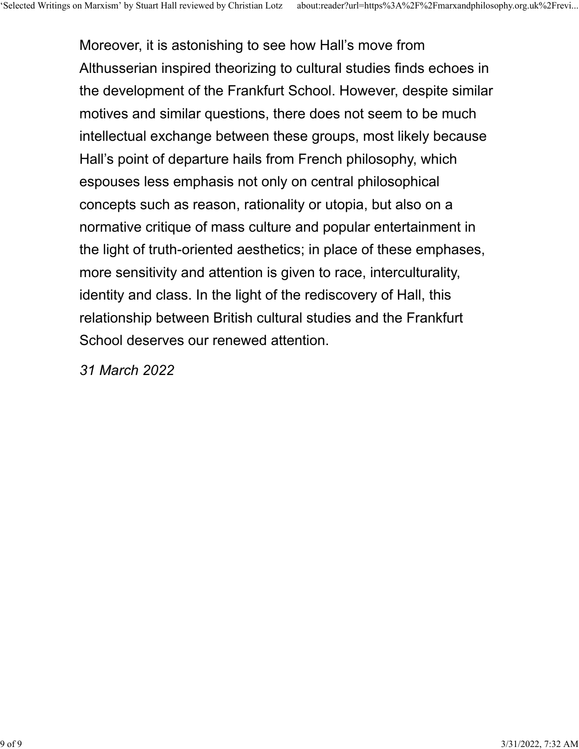Moreover, it is astonishing to see how Hall's move from Althusserian inspired theorizing to cultural studies finds echoes in the development of the Frankfurt School. However, despite similar motives and similar questions, there does not seem to be much intellectual exchange between these groups, most likely because Hall's point of departure hails from French philosophy, which espouses less emphasis not only on central philosophical concepts such as reason, rationality or utopia, but also on a normative critique of mass culture and popular entertainment in the light of truth-oriented aesthetics; in place of these emphases, more sensitivity and attention is given to race, interculturality, identity and class. In the light of the rediscovery of Hall, this relationship between British cultural studies and the Frankfurt School deserves our renewed attention.

*31 March 2022*